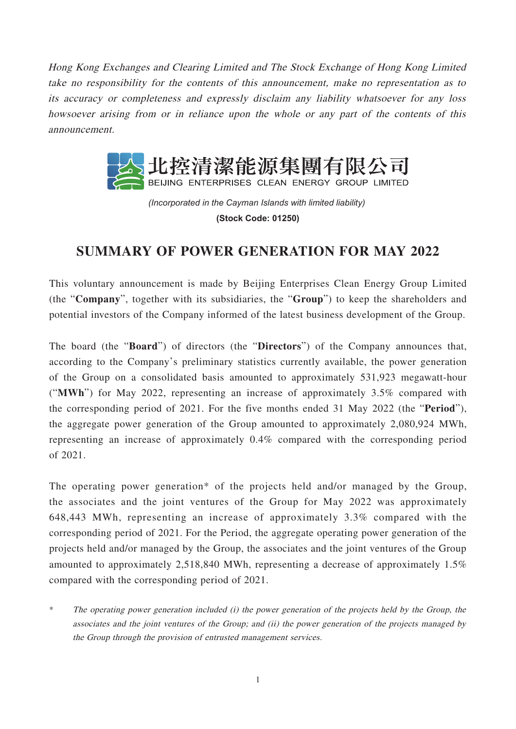*Hong Kong Exchanges and Clearing Limited and The Stock Exchange of Hong Kong Limited take no responsibility for the contents of this announcement, make no representation as to its accuracy or completeness and expressly disclaim any liability whatsoever for any loss howsoever arising from or in reliance upon the whole or any part of the contents of this announcement.*

**北控清潔能源集團有限公司**
**BEIJING ENTERPRISES CLEAN ENERGY GROUP LIMITED**

*(Incorporated in the Cayman Islands with limited liability)*

**(Stock Code: 01250)**

# SUMMARY OF POWER GENERATION FOR MAY 2022

This voluntary announcement is made by Beijing Enterprises Clean Energy Group Limited (the "**Company**", together with its subsidiaries, the "**Group**") to keep the shareholders and potential investors of the Company informed of the latest business development of the Group.

The board (the "**Board**") of directors (the "**Directors**") of the Company announces that, according to the Company's preliminary statistics currently available, the power generation of the Group on a consolidated basis amounted to approximately 531,923 megawatt-hour ("**MWh**") for May 2022, representing an increase of approximately 3.5% compared with the corresponding period of 2021. For the five months ended 31 May 2022 (the "**Period**"), the aggregate power generation of the Group amounted to approximately 2,080,924 MWh, representing an increase of approximately 0.4% compared with the corresponding period of 2021.

The operating power generation* of the projects held and/or managed by the Group, the associates and the joint ventures of the Group for May 2022 was approximately 648,443 MWh, representing an increase of approximately 3.3% compared with the corresponding period of 2021. For the Period, the aggregate operating power generation of the projects held and/or managed by the Group, the associates and the joint ventures of the Group amounted to approximately 2,518,840 MWh, representing a decrease of approximately 1.5% compared with the corresponding period of 2021.

\* *The operating power generation included (i) the power generation of the projects held by the Group, the associates and the joint ventures of the Group; and (ii) the power generation of the projects managed by the Group through the provision of entrusted management services.*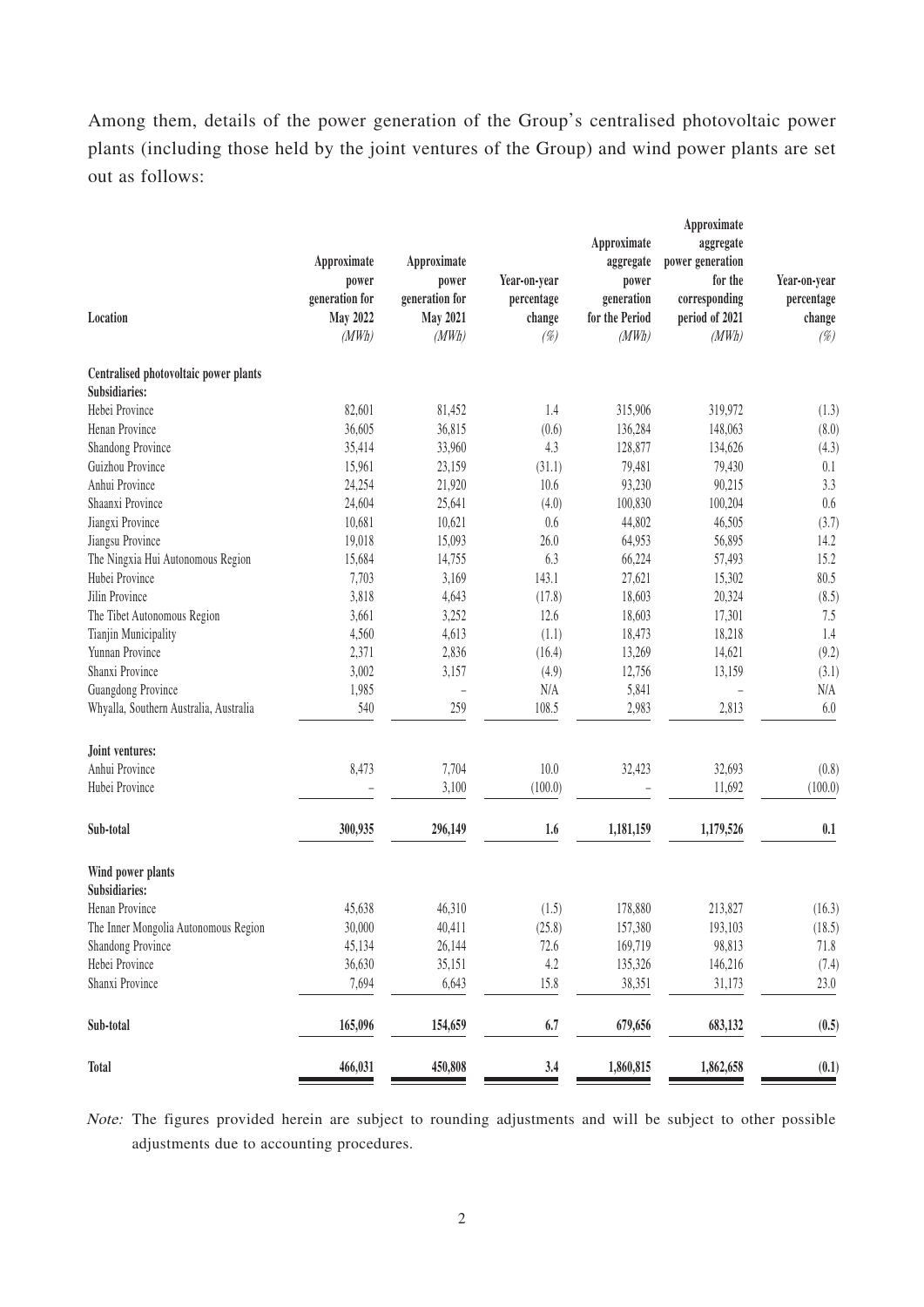Among them, details of the power generation of the Group's centralised photovoltaic power plants (including those held by the joint ventures of the Group) and wind power plants are set out as follows:

| Location | Approximate power generation for May 2022 *(MWh)* | Approximate power generation for May 2021 *(MWh)* | Year-on-year percentage change *(%)* | Approximate aggregate power generation for the Period *(MWh)* | Approximate aggregate power generation for the corresponding period of 2021 *(MWh)* | Year-on-year percentage change *(%)* |
|---|---|---|---|---|---|---|
| **Centralised photovoltaic power plants** | | | | | | |
| **Subsidiaries:** | | | | | | |
| Hebei Province | 82,601 | 81,452 | 1.4 | 315,906 | 319,972 | (1.3) |
| Henan Province | 36,605 | 36,815 | (0.6) | 136,284 | 148,063 | (8.0) |
| Shandong Province | 35,414 | 33,960 | 4.3 | 128,877 | 134,626 | (4.3) |
| Guizhou Province | 15,961 | 23,159 | (31.1) | 79,481 | 79,430 | 0.1 |
| Anhui Province | 24,254 | 21,920 | 10.6 | 93,230 | 90,215 | 3.3 |
| Shaanxi Province | 24,604 | 25,641 | (4.0) | 100,830 | 100,204 | 0.6 |
| Jiangxi Province | 10,681 | 10,621 | 0.6 | 44,802 | 46,505 | (3.7) |
| Jiangsu Province | 19,018 | 15,093 | 26.0 | 64,953 | 56,895 | 14.2 |
| The Ningxia Hui Autonomous Region | 15,684 | 14,755 | 6.3 | 66,224 | 57,493 | 15.2 |
| Hubei Province | 7,703 | 3,169 | 143.1 | 27,621 | 15,302 | 80.5 |
| Jilin Province | 3,818 | 4,643 | (17.8) | 18,603 | 20,324 | (8.5) |
| The Tibet Autonomous Region | 3,661 | 3,252 | 12.6 | 18,603 | 17,301 | 7.5 |
| Tianjin Municipality | 4,560 | 4,613 | (1.1) | 18,473 | 18,218 | 1.4 |
| Yunnan Province | 2,371 | 2,836 | (16.4) | 13,269 | 14,621 | (9.2) |
| Shanxi Province | 3,002 | 3,157 | (4.9) | 12,756 | 13,159 | (3.1) |
| Guangdong Province | 1,985 | – | N/A | 5,841 | – | N/A |
| Whyalla, Southern Australia, Australia | 540 | 259 | 108.5 | 2,983 | 2,813 | 6.0 |
| **Joint ventures:** | | | | | | |
| Anhui Province | 8,473 | 7,704 | 10.0 | 32,423 | 32,693 | (0.8) |
| Hubei Province | – | 3,100 | (100.0) | – | 11,692 | (100.0) |
| **Sub-total** | **300,935** | **296,149** | **1.6** | **1,181,159** | **1,179,526** | **0.1** |
| **Wind power plants** | | | | | | |
| **Subsidiaries:** | | | | | | |
| Henan Province | 45,638 | 46,310 | (1.5) | 178,880 | 213,827 | (16.3) |
| The Inner Mongolia Autonomous Region | 30,000 | 40,411 | (25.8) | 157,380 | 193,103 | (18.5) |
| Shandong Province | 45,134 | 26,144 | 72.6 | 169,719 | 98,813 | 71.8 |
| Hebei Province | 36,630 | 35,151 | 4.2 | 135,326 | 146,216 | (7.4) |
| Shanxi Province | 7,694 | 6,643 | 15.8 | 38,351 | 31,173 | 23.0 |
| **Sub-total** | **165,096** | **154,659** | **6.7** | **679,656** | **683,132** | **(0.5)** |
| **Total** | **466,031** | **450,808** | **3.4** | **1,860,815** | **1,862,658** | **(0.1)** |

*Note:* The figures provided herein are subject to rounding adjustments and will be subject to other possible adjustments due to accounting procedures.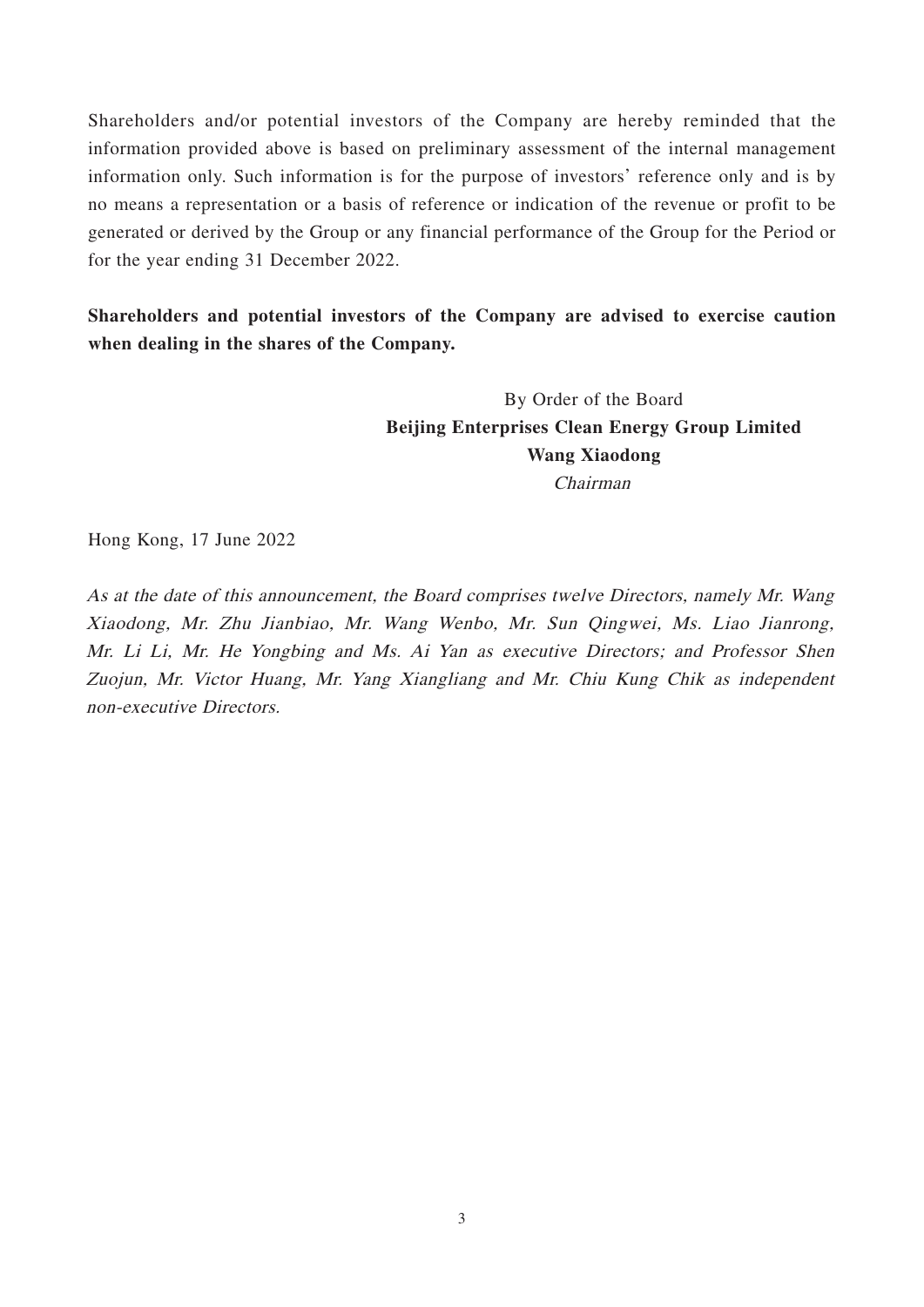Shareholders and/or potential investors of the Company are hereby reminded that the information provided above is based on preliminary assessment of the internal management information only. Such information is for the purpose of investors' reference only and is by no means a representation or a basis of reference or indication of the revenue or profit to be generated or derived by the Group or any financial performance of the Group for the Period or for the year ending 31 December 2022.

**Shareholders and potential investors of the Company are advised to exercise caution when dealing in the shares of the Company.**

By Order of the Board
**Beijing Enterprises Clean Energy Group Limited**
**Wang Xiaodong**
*Chairman*

Hong Kong, 17 June 2022

*As at the date of this announcement, the Board comprises twelve Directors, namely Mr. Wang Xiaodong, Mr. Zhu Jianbiao, Mr. Wang Wenbo, Mr. Sun Qingwei, Ms. Liao Jianrong, Mr. Li Li, Mr. He Yongbing and Ms. Ai Yan as executive Directors; and Professor Shen Zuojun, Mr. Victor Huang, Mr. Yang Xiangliang and Mr. Chiu Kung Chik as independent non-executive Directors.*